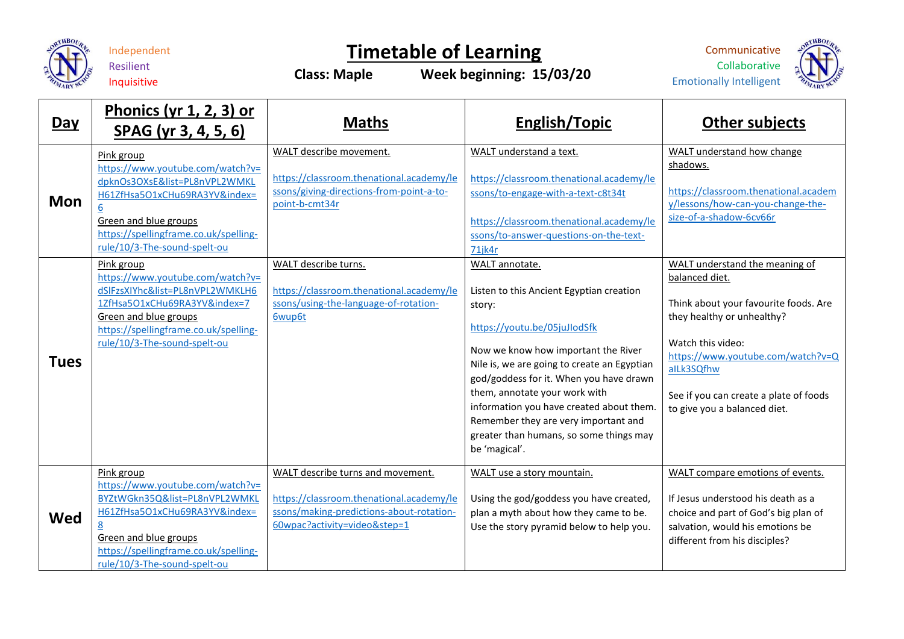Independent
Resilient
Inquisitive

# Timetable of Learning

**Class: Maple** **Week beginning: 15/03/20**

Communicative
Collaborative
Emotionally Intelligent

| Day | Phonics (yr 1, 2, 3) or SPAG (yr 3, 4, 5, 6) | Maths | English/Topic | Other subjects |
|---|---|---|---|---|
| **Mon** | Pink group<br>https://www.youtube.com/watch?v=dpknOs3OXsE&list=PL8nVPL2WMKLH61ZfHsa5O1xCHu69RA3YV&index=6<br>Green and blue groups<br>https://spellingframe.co.uk/spelling-rule/10/3-The-sound-spelt-ou | WALT describe movement.<br><br>https://classroom.thenational.academy/lessons/giving-directions-from-point-a-to-point-b-cmt34r | WALT understand a text.<br><br>https://classroom.thenational.academy/lessons/to-engage-with-a-text-c8t34t<br><br>https://classroom.thenational.academy/lessons/to-answer-questions-on-the-text-71jk4r | WALT understand how change shadows.<br><br>https://classroom.thenational.academy/lessons/how-can-you-change-the-size-of-a-shadow-6cv66r |
| **Tues** | Pink group<br>https://www.youtube.com/watch?v=dSlFzsXIYhc&list=PL8nVPL2WMKLH61ZfHsa5O1xCHu69RA3YV&index=7<br>Green and blue groups<br>https://spellingframe.co.uk/spelling-rule/10/3-The-sound-spelt-ou | WALT describe turns.<br><br>https://classroom.thenational.academy/lessons/using-the-language-of-rotation-6wup6t | WALT annotate.<br><br>Listen to this Ancient Egyptian creation story:<br><br>https://youtu.be/05juJlodSfk<br><br>Now we know how important the River Nile is, we are going to create an Egyptian god/goddess for it. When you have drawn them, annotate your work with information you have created about them. Remember they are very important and greater than humans, so some things may be 'magical'. | WALT understand the meaning of balanced diet.<br><br>Think about your favourite foods. Are they healthy or unhealthy?<br><br>Watch this video:<br>https://www.youtube.com/watch?v=QaILk3SQfhw<br><br>See if you can create a plate of foods to give you a balanced diet. |
| **Wed** | Pink group<br>https://www.youtube.com/watch?v=BYZtWGkn35Q&list=PL8nVPL2WMKLH61ZfHsa5O1xCHu69RA3YV&index=8<br>Green and blue groups<br>https://spellingframe.co.uk/spelling-rule/10/3-The-sound-spelt-ou | WALT describe turns and movement.<br><br>https://classroom.thenational.academy/lessons/making-predictions-about-rotation-60wpac?activity=video&step=1 | WALT use a story mountain.<br><br>Using the god/goddess you have created, plan a myth about how they came to be. Use the story pyramid below to help you. | WALT compare emotions of events.<br><br>If Jesus understood his death as a choice and part of God's big plan of salvation, would his emotions be different from his disciples? |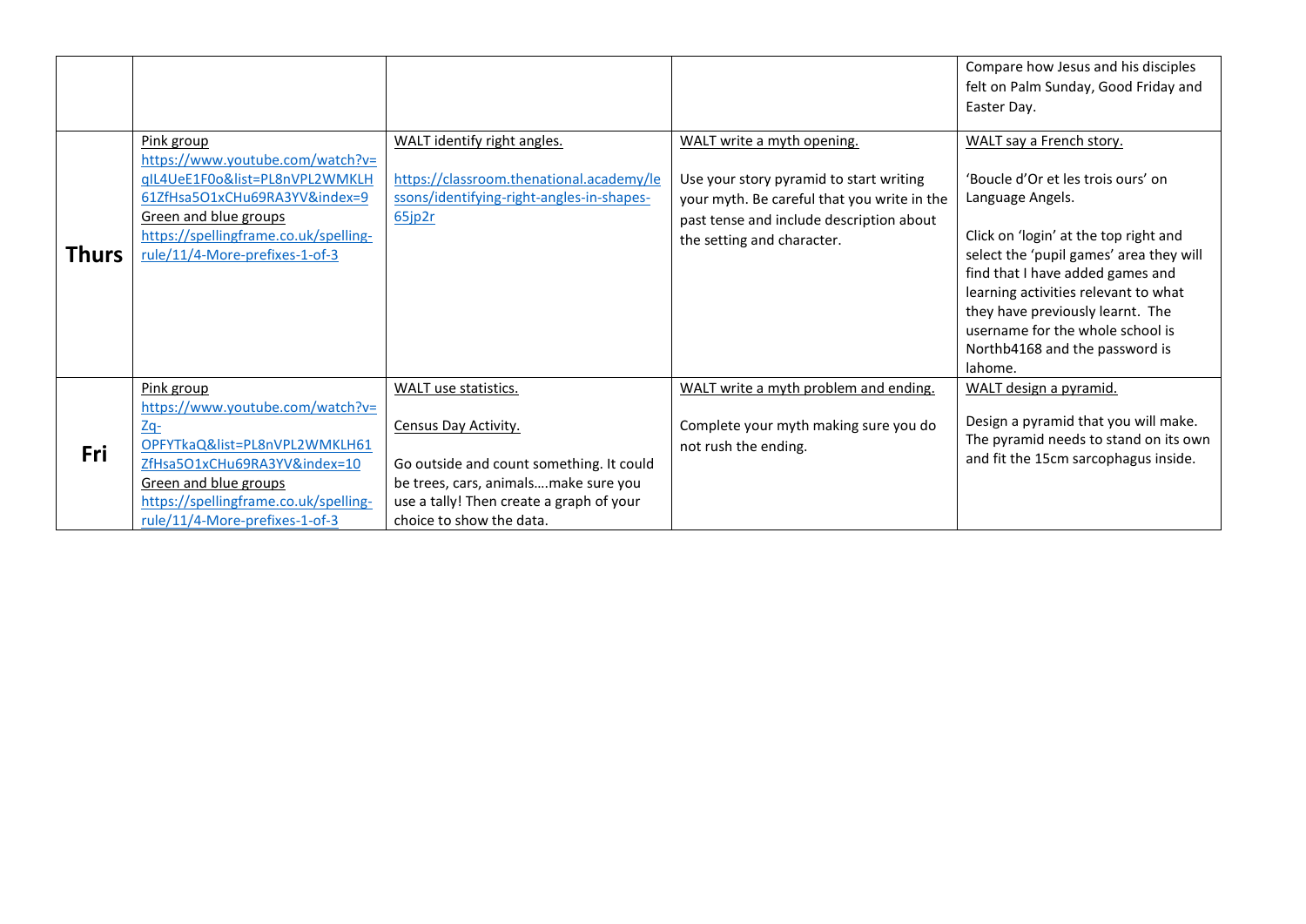| | | | | |
|---|---|---|---|---|
| | | | | Compare how Jesus and his disciples felt on Palm Sunday, Good Friday and Easter Day. |
| **Thurs** | Pink group<br>https://www.youtube.com/watch?v=qIL4UeE1F0o&list=PL8nVPL2WMKLH61ZfHsa5O1xCHu69RA3YV&index=9<br>Green and blue groups<br>https://spellingframe.co.uk/spelling-rule/11/4-More-prefixes-1-of-3 | WALT identify right angles.<br><br>https://classroom.thenational.academy/lessons/identifying-right-angles-in-shapes-65jp2r | WALT write a myth opening.<br><br>Use your story pyramid to start writing your myth. Be careful that you write in the past tense and include description about the setting and character. | WALT say a French story.<br><br>'Boucle d'Or et les trois ours' on Language Angels.<br><br>Click on 'login' at the top right and select the 'pupil games' area they will find that I have added games and learning activities relevant to what they have previously learnt. The username for the whole school is Northb4168 and the password is lahome. |
| **Fri** | Pink group<br>https://www.youtube.com/watch?v=Zq-OPFYTkaQ&list=PL8nVPL2WMKLH61ZfHsa5O1xCHu69RA3YV&index=10<br>Green and blue groups<br>https://spellingframe.co.uk/spelling-rule/11/4-More-prefixes-1-of-3 | WALT use statistics.<br><br>Census Day Activity.<br><br>Go outside and count something. It could be trees, cars, animals….make sure you use a tally! Then create a graph of your choice to show the data. | WALT write a myth problem and ending.<br><br>Complete your myth making sure you do not rush the ending. | WALT design a pyramid.<br><br>Design a pyramid that you will make. The pyramid needs to stand on its own and fit the 15cm sarcophagus inside. |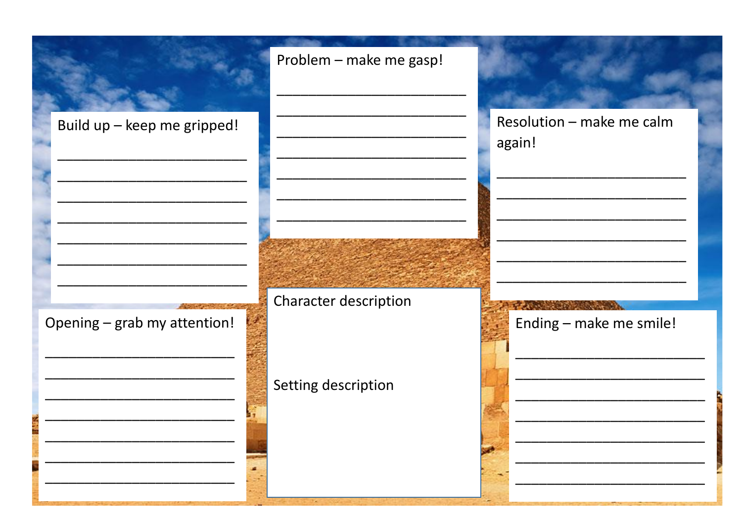Problem – make me gasp!

\_\_\_\_\_\_\_\_\_\_\_\_\_\_\_\_\_\_\_\_\_\_\_\_\_\_\_\_
\_\_\_\_\_\_\_\_\_\_\_\_\_\_\_\_\_\_\_\_\_\_\_\_\_\_\_\_
\_\_\_\_\_\_\_\_\_\_\_\_\_\_\_\_\_\_\_\_\_\_\_\_\_\_\_\_
\_\_\_\_\_\_\_\_\_\_\_\_\_\_\_\_\_\_\_\_\_\_\_\_\_\_\_\_
\_\_\_\_\_\_\_\_\_\_\_\_\_\_\_\_\_\_\_\_\_\_\_\_\_\_\_\_
\_\_\_\_\_\_\_\_\_\_\_\_\_\_\_\_\_\_\_\_\_\_\_\_\_\_\_\_
\_\_\_\_\_\_\_\_\_\_\_\_\_\_\_\_\_\_\_\_\_\_\_\_\_\_\_\_

Build up – keep me gripped!

\_\_\_\_\_\_\_\_\_\_\_\_\_\_\_\_\_\_\_\_\_\_\_\_\_\_\_\_
\_\_\_\_\_\_\_\_\_\_\_\_\_\_\_\_\_\_\_\_\_\_\_\_\_\_\_\_
\_\_\_\_\_\_\_\_\_\_\_\_\_\_\_\_\_\_\_\_\_\_\_\_\_\_\_\_
\_\_\_\_\_\_\_\_\_\_\_\_\_\_\_\_\_\_\_\_\_\_\_\_\_\_\_\_
\_\_\_\_\_\_\_\_\_\_\_\_\_\_\_\_\_\_\_\_\_\_\_\_\_\_\_\_
\_\_\_\_\_\_\_\_\_\_\_\_\_\_\_\_\_\_\_\_\_\_\_\_\_\_\_\_
\_\_\_\_\_\_\_\_\_\_\_\_\_\_\_\_\_\_\_\_\_\_\_\_\_\_\_\_

Resolution – make me calm again!

\_\_\_\_\_\_\_\_\_\_\_\_\_\_\_\_\_\_\_\_\_\_\_\_\_\_\_\_
\_\_\_\_\_\_\_\_\_\_\_\_\_\_\_\_\_\_\_\_\_\_\_\_\_\_\_\_
\_\_\_\_\_\_\_\_\_\_\_\_\_\_\_\_\_\_\_\_\_\_\_\_\_\_\_\_
\_\_\_\_\_\_\_\_\_\_\_\_\_\_\_\_\_\_\_\_\_\_\_\_\_\_\_\_
\_\_\_\_\_\_\_\_\_\_\_\_\_\_\_\_\_\_\_\_\_\_\_\_\_\_\_\_
\_\_\_\_\_\_\_\_\_\_\_\_\_\_\_\_\_\_\_\_\_\_\_\_\_\_\_\_

Opening – grab my attention!

\_\_\_\_\_\_\_\_\_\_\_\_\_\_\_\_\_\_\_\_\_\_\_\_\_\_\_\_
\_\_\_\_\_\_\_\_\_\_\_\_\_\_\_\_\_\_\_\_\_\_\_\_\_\_\_\_
\_\_\_\_\_\_\_\_\_\_\_\_\_\_\_\_\_\_\_\_\_\_\_\_\_\_\_\_
\_\_\_\_\_\_\_\_\_\_\_\_\_\_\_\_\_\_\_\_\_\_\_\_\_\_\_\_
\_\_\_\_\_\_\_\_\_\_\_\_\_\_\_\_\_\_\_\_\_\_\_\_\_\_\_\_
\_\_\_\_\_\_\_\_\_\_\_\_\_\_\_\_\_\_\_\_\_\_\_\_\_\_\_\_
\_\_\_\_\_\_\_\_\_\_\_\_\_\_\_\_\_\_\_\_\_\_\_\_\_\_\_\_

Character description

Setting description

Ending – make me smile!

\_\_\_\_\_\_\_\_\_\_\_\_\_\_\_\_\_\_\_\_\_\_\_\_\_\_\_\_
\_\_\_\_\_\_\_\_\_\_\_\_\_\_\_\_\_\_\_\_\_\_\_\_\_\_\_\_
\_\_\_\_\_\_\_\_\_\_\_\_\_\_\_\_\_\_\_\_\_\_\_\_\_\_\_\_
\_\_\_\_\_\_\_\_\_\_\_\_\_\_\_\_\_\_\_\_\_\_\_\_\_\_\_\_
\_\_\_\_\_\_\_\_\_\_\_\_\_\_\_\_\_\_\_\_\_\_\_\_\_\_\_\_
\_\_\_\_\_\_\_\_\_\_\_\_\_\_\_\_\_\_\_\_\_\_\_\_\_\_\_\_
\_\_\_\_\_\_\_\_\_\_\_\_\_\_\_\_\_\_\_\_\_\_\_\_\_\_\_\_